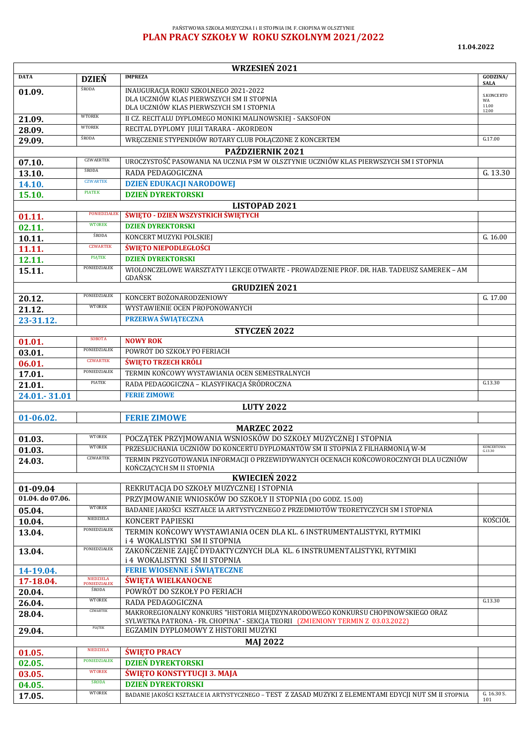PAŃSTWOWA SZKOŁA MUZYCZNA I i II STOPNIA IM. F. CHOPINA W OLSZTYNIE

# PLAN PRACY SZKOŁY W ROKU SZKOLNYM 2021/2022

**11.04.2022**

| DATA | DZIEŃ | IMPREZA | GODZINA/ SALA |
|---|---|---|---|
| **WRZESIEŃ 2021** | | | |
| **01.09.** | ŚRODA | INAUGURACJA ROKU SZKOLNEGO 2021-2022<br>DLA UCZNIÓW KLAS PIERWSZYCH SM II STOPNIA<br>DLA UCZNIÓW KLAS PIERWSZYCH SM I STOPNIA | S.KONCERTOWA<br>11.00<br>12.00 |
| **21.09.** | WTOREK | II CZ. RECITALU DYPLOMEGO MONIKI MALINOWSKIEJ - SAKSOFON | |
| **28.09.** | WTOREK | RECITAL DYPLOMY JULII TARARA - AKORDEON | |
| **29.09.** | ŚRODA | WRĘCZENIE STYPENDIÓW ROTARY CLUB POŁĄCZONE Z KONCERTEM | G.17.00 |
| **PAŹDZIERNIK 2021** | | | |
| **07.10.** | CZWAERTEK | UROCZYSTOŚĆ PASOWANIA NA UCZNIA PSM W OLSZTYNIE UCZNIÓW KLAS PIERWSZYCH SM I STOPNIA | |
| **13.10.** | ŚRODA | RADA PEDAGOGICZNA | G. 13.30 |
| **14.10.** | CZWARTEK | **DZIEŃ EDUKACJI NARODOWEJ** | |
| **15.10.** | PIATEK | **DZIEŃ DYREKTORSKI** | |
| **LISTOPAD 2021** | | | |
| **01.11.** | PONIEDZIAŁEK | **ŚWIĘTO - DZIEŃ WSZYSTKICH ŚWIĘTYCH** | |
| **02.11.** | WTOREK | **DZIEŃ DYREKTORSKI** | |
| **10.11.** | ŚRODA | KONCERT MUZYKI POLSKIEJ | G. 16.00 |
| **11.11.** | CZWARTEK | **ŚWIĘTO NIEPODLEGŁOŚCI** | |
| **12.11.** | PIĄTEK | **DZIEŃ DYREKTORSKI** | |
| **15.11.** | PONIEDZIAŁEK | WIOLONCZELOWE WARSZTATY I LEKCJE OTWARTE - PROWADZENIE PROF. DR. HAB. TADEUSZ SAMEREK – AM GDAŃSK | |
| **GRUDZIEŃ 2021** | | | |
| **20.12.** | PONIEDZIAŁEK | KONCERT BOŻONARODZENIOWY | G. 17.00 |
| **21.12.** | WTOREK | WYSTAWIENIE OCEN PROPONOWANYCH | |
| **23-31.12.** | | **PRZERWA ŚWIĄTECZNA** | |
| **STYCZEŃ 2022** | | | |
| **01.01.** | SOBOTA | **NOWY ROK** | |
| **03.01.** | PONIEDZIAŁEK | POWRÓT DO SZKOŁY PO FERIACH | |
| **06.01.** | CZWARTEK | **ŚWIĘTO TRZECH KRÓLI** | |
| **17.01.** | PONIEDZIAŁEK | TERMIN KOŃCOWY WYSTAWIANIA OCEN SEMESTRALNYCH | |
| **21.01.** | PIATEK | RADA PEDAGOGICZNA – KLASYFIKACJA ŚRÓDROCZNA | G.13.30 |
| **24.01.- 31.01** | | **FERIE ZIMOWE** | |
| **LUTY 2022** | | | |
| **01-06.02.** | | **FERIE ZIMOWE** | |
| **MARZEC 2022** | | | |
| **01.03.** | WTOREK | POCZĄTEK PRZYJMOWANIA WSNIOSKÓW DO SZKOŁY MUZYCZNEJ I STOPNIA | |
| **01.03.** | WTOREK | PRZESŁUCHANIA UCZNIÓW DO KONCERTU DYPLOMANTÓW SM II STOPNIA Z FILHARMONIĄ W-M | KONCERTOWA G.13.30 |
| **24.03.** | CZWARTEK | TERMIN PRZYGOTOWANIA INFORMACJI O PRZEWIDYWANYCH OCENACH KOŃCOWOROCZNYCH DLA UCZNIÓW KOŃCZĄCYCH SM II STOPNIA | |
| **KWIECIEŃ 2022** | | | |
| **01-09.04** | | REKRUTACJA DO SZKOŁY MUZYCZNEJ I STOPNIA | |
| **01.04. do 07.06.** | | PRZYJMOWANIE WNIOSKÓW DO SZKOŁY II STOPNIA (DO GODZ. 15.00) | |
| **05.04.** | WTOREK | BADANIE JAKOŚCI KSZTAŁCE IA ARTYSTYCZNEGO Z PRZEDMIOTÓW TEORETYCZNYCH SM I STOPNIA | |
| **10.04.** | NIEDZIELA | KONCERT PAPIESKI | KOŚCIÓŁ |
| **13.04.** | PONIEDZIAŁEK | TERMIN KOŃCOWY WYSTAWIANIA OCEN DLA KL. 6 INSTRUMENTALISTYKI, RYTMIKI i 4 WOKALISTYKI SM II STOPNIA | |
| **13.04.** | PONIEDZIAŁEK | ZAKOŃCZENIE ZAJĘĆ DYDAKTYCZNYCH DLA KL. 6 INSTRUMENTALISTYKI, RYTMIKI i 4 WOKALISTYKI SM II STOPNIA | |
| **14-19.04.** | | **FERIE WIOSENNE i ŚWIĄTECZNE** | |
| **17-18.04.** | NIEDZIELA PONIEDZIAŁEK | **ŚWIĘTA WIELKANOCNE** | |
| **20.04.** | ŚRODA | POWRÓT DO SZKOŁY PO FERIACH | |
| **26.04.** | WTOREK | RADA PEDAGOGICZNA | G.13.30 |
| **28.04.** | CZWARTEK | MAKROREGIONALNY KONKURS "HISTORIA MIĘDZYNARODOWEGO KONKURSU CHOPINOWSKIEGO ORAZ SYLWETKA PATRONA - FR. CHOPINA" - SEKCJA TEORII (ZMIENIONY TERMIN Z 03.03.2022) | |
| **29.04.** | PIĄTEK | EGZAMIN DYPLOMOWY Z HISTORII MUZYKI | |
| **MAJ 2022** | | | |
| **01.05.** | NIEDZIELA | **ŚWIĘTO PRACY** | |
| **02.05.** | PONIEDZIAŁEK | **DZIEŃ DYREKTORSKI** | |
| **03.05.** | WTOREK | **ŚWIĘTO KONSTYTUCJI 3. MAJA** | |
| **04.05.** | ŚRODA | **DZIEŃ DYREKTORSKI** | |
| **17.05.** | WTOREK | BADANIE JAKOŚCI KSZTAŁCE IA ARTYSTYCZNEGO – TEST Z ZASAD MUZYKI Z ELEMENTAMI EDYCJI NUT SM II STOPNIA | G. 16.30 S. 101 |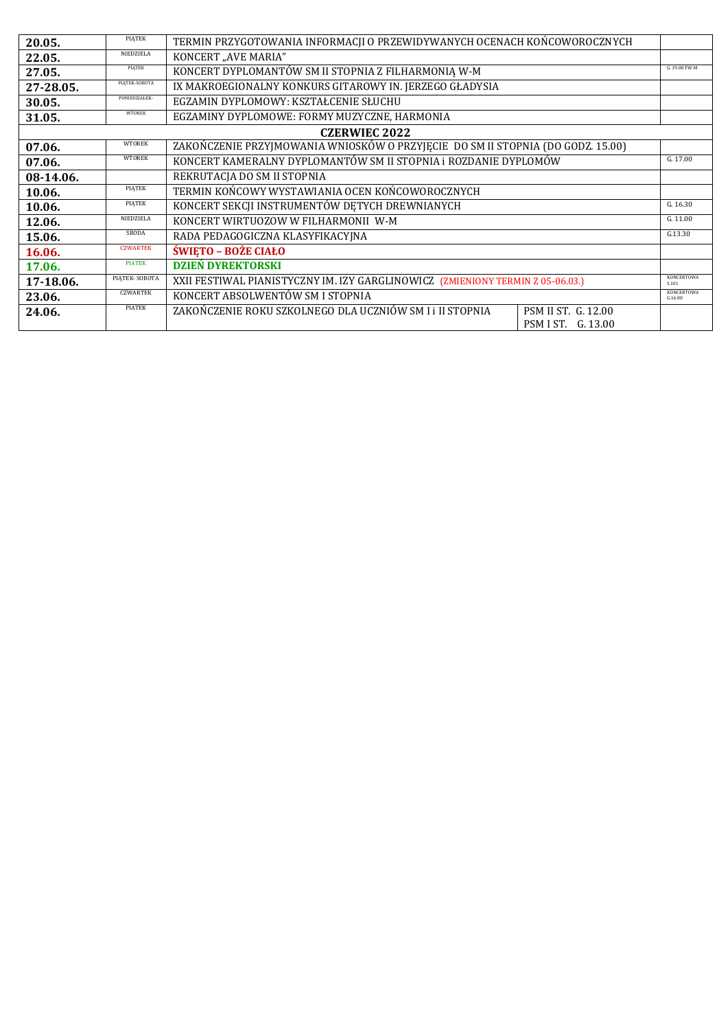| | | | |
|---|---|---|---|
| 20.05. | PIĄTEK | TERMIN PRZYGOTOWANIA INFORMACJI O PRZEWIDYWANYCH OCENACH KOŃCOWOROCZNYCH | |
| 22.05. | NIEDZIELA | KONCERT „AVE MARIA" | |
| 27.05. | PIĄTEK | KONCERT DYPLOMANTÓW SM II STOPNIA Z FILHARMONIĄ W-M | G. 19.00 FW-M |
| 27-28.05. | PIĄTEK-SOBOTA | IX MAKROEGIONALNY KONKURS GITAROWY IN. JERZEGO GŁADYSIA | |
| 30.05. | PONIEDZIAŁEK- | EGZAMIN DYPLOMOWY: KSZTAŁCENIE SŁUCHU | |
| 31.05. | WTOREK | EGZAMINY DYPLOMOWE: FORMY MUZYCZNE, HARMONIA | |
| **CZERWIEC 2022** | | | |
| 07.06. | WTOREK | ZAKOŃCZENIE PRZYJMOWANIA WNIOSKÓW O PRZYJĘCIE DO SM II STOPNIA (DO GODZ. 15.00) | |
| 07.06. | WTOREK | KONCERT KAMERALNY DYPLOMANTÓW SM II STOPNIA i ROZDANIE DYPLOMÓW | G. 17.00 |
| 08-14.06. | | REKRUTACJA DO SM II STOPNIA | |
| 10.06. | PIĄTEK | TERMIN KOŃCOWY WYSTAWIANIA OCEN KOŃCOWOROCZNYCH | |
| 10.06. | PIĄTEK | KONCERT SEKCJI INSTRUMENTÓW DĘTYCH DREWNIANYCH | G. 16.30 |
| 12.06. | NIEDZIELA | KONCERT WIRTUOZOW W FILHARMONII W-M | G. 11.00 |
| 15.06. | ŚRODA | RADA PEDAGOGICZNA KLASYFIKACYJNA | G.13.30 |
| 16.06. | CZWARTEK | **ŚWIĘTO – BOŻE CIAŁO** | |
| 17.06. | PIĄTEK | **DZIEŃ DYREKTORSKI** | |
| 17-18.06. | PIĄTEK- SOBOTA | XXII FESTIWAL PIANISTYCZNY IM. IZY GARGLINOWICZ (ZMIENIONY TERMIN Z 05-06.03.) | KONCERTOWA S.101 |
| 23.06. | CZWARTEK | KONCERT ABSOLWENTÓW SM I STOPNIA | KONCERTOWA G.16.00 |
| 24.06. | PIĄTEK | ZAKOŃCZENIE ROKU SZKOLNEGO DLA UCZNIÓW SM I i II STOPNIA — PSM II ST. G. 12.00, PSM I ST. G. 13.00 | |